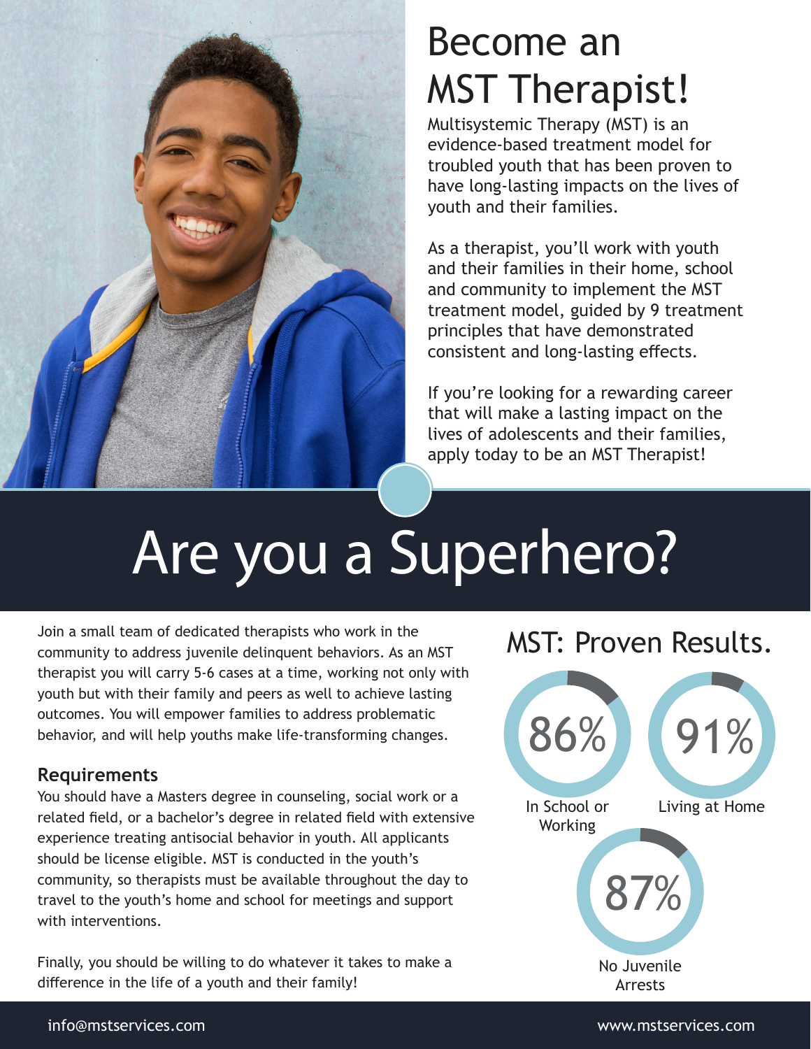# Become an MST Therapist!

Multisystemic Therapy (MST) is an evidence-based treatment model for troubled youth that has been proven to have long-lasting impacts on the lives of youth and their families.

As a therapist, you'll work with youth and their families in their home, school and community to implement the MST treatment model, guided by 9 treatment principles that have demonstrated consistent and long-lasting effects.

If you're looking for a rewarding career that will make a lasting impact on the lives of adolescents and their families, apply today to be an MST Therapist!

# Are you a Superhero?

Join a small team of dedicated therapists who work in the community to address juvenile delinquent behaviors. As an MST therapist you will carry 5-6 cases at a time, working not only with youth but with their family and peers as well to achieve lasting outcomes. You will empower families to address problematic behavior, and will help youths make life-transforming changes.

### Requirements

You should have a Masters degree in counseling, social work or a related field, or a bachelor's degree in related field with extensive experience treating antisocial behavior in youth. All applicants should be license eligible. MST is conducted in the youth's community, so therapists must be available throughout the day to travel to the youth's home and school for meetings and support with interventions.

Finally, you should be willing to do whatever it takes to make a difference in the life of a youth and their family!

## MST: Proven Results.

86%
In School or Working

91%
Living at Home

87%
No Juvenile Arrests

info@mstservices.com

www.mstservices.com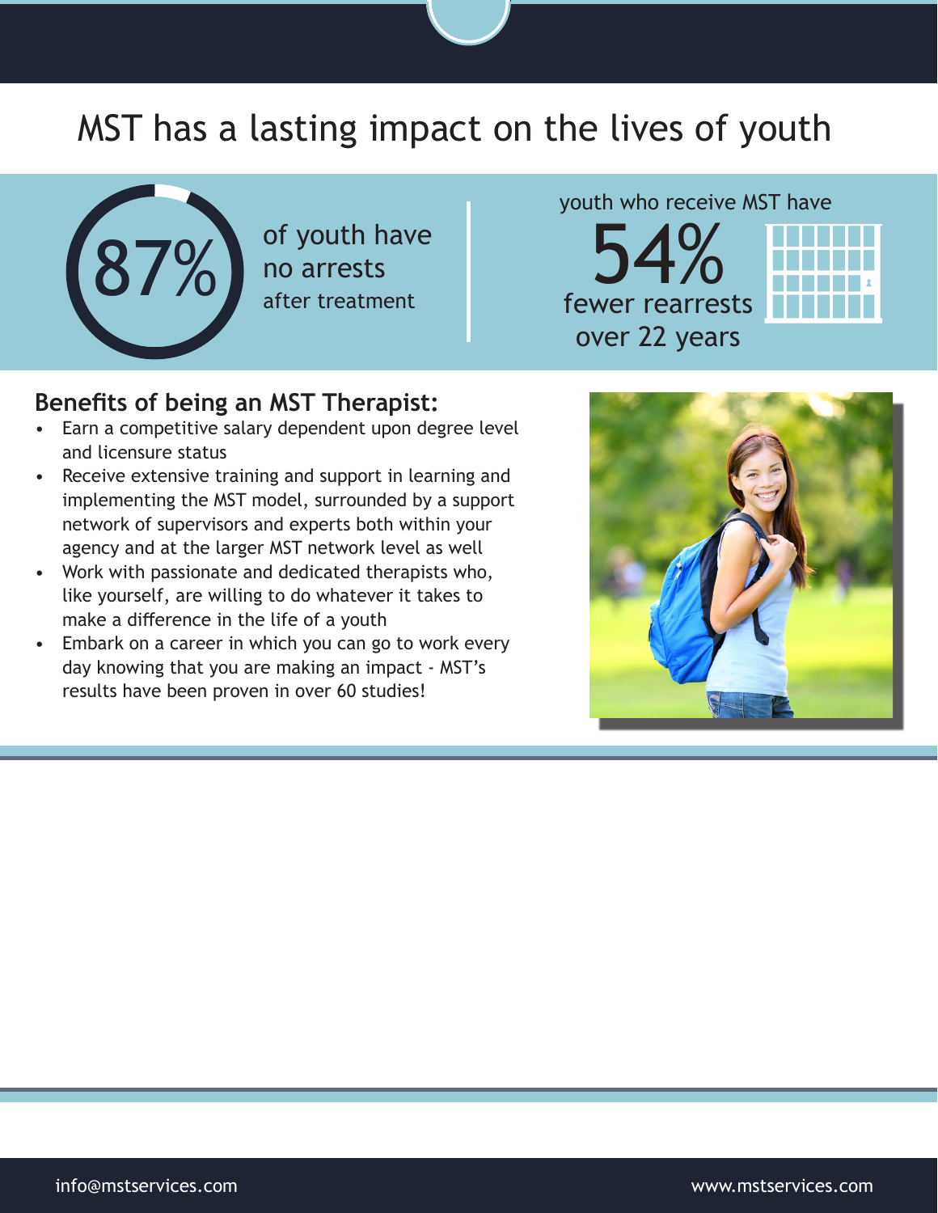# MST has a lasting impact on the lives of youth

87% of youth have no arrests after treatment

youth who receive MST have 54% fewer rearrests over 22 years

## Benefits of being an MST Therapist:

- Earn a competitive salary dependent upon degree level and licensure status
- Receive extensive training and support in learning and implementing the MST model, surrounded by a support network of supervisors and experts both within your agency and at the larger MST network level as well
- Work with passionate and dedicated therapists who, like yourself, are willing to do whatever it takes to make a difference in the life of a youth
- Embark on a career in which you can go to work every day knowing that you are making an impact - MST's results have been proven in over 60 studies!

info@mstservices.com

www.mstservices.com